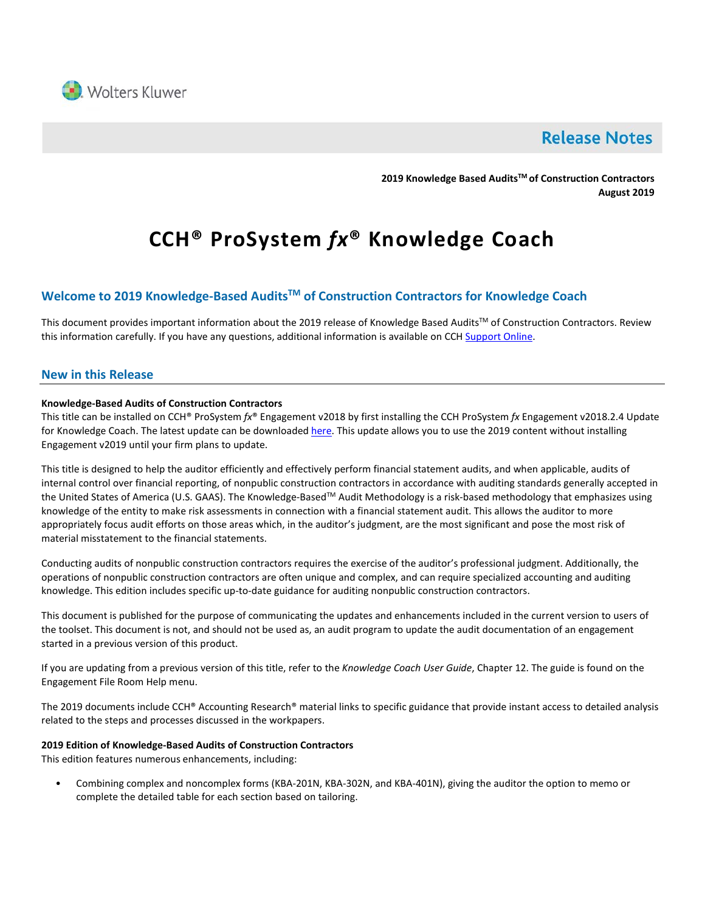Wolters Kluwer

# Release Notes

**2019 Knowledge Based Audits™ of Construction Contractors**
**August 2019**

# CCH® ProSystem *fx*® Knowledge Coach

## Welcome to 2019 Knowledge-Based Audits™ of Construction Contractors for Knowledge Coach

This document provides important information about the 2019 release of Knowledge Based Audits™ of Construction Contractors. Review this information carefully. If you have any questions, additional information is available on CCH Support Online.

## New in this Release

**Knowledge-Based Audits of Construction Contractors**

This title can be installed on CCH® ProSystem *fx*® Engagement v2018 by first installing the CCH ProSystem *fx* Engagement v2018.2.4 Update for Knowledge Coach. The latest update can be downloaded here. This update allows you to use the 2019 content without installing Engagement v2019 until your firm plans to update.

This title is designed to help the auditor efficiently and effectively perform financial statement audits, and when applicable, audits of internal control over financial reporting, of nonpublic construction contractors in accordance with auditing standards generally accepted in the United States of America (U.S. GAAS). The Knowledge-Based™ Audit Methodology is a risk-based methodology that emphasizes using knowledge of the entity to make risk assessments in connection with a financial statement audit. This allows the auditor to more appropriately focus audit efforts on those areas which, in the auditor's judgment, are the most significant and pose the most risk of material misstatement to the financial statements.

Conducting audits of nonpublic construction contractors requires the exercise of the auditor's professional judgment. Additionally, the operations of nonpublic construction contractors are often unique and complex, and can require specialized accounting and auditing knowledge. This edition includes specific up-to-date guidance for auditing nonpublic construction contractors.

This document is published for the purpose of communicating the updates and enhancements included in the current version to users of the toolset. This document is not, and should not be used as, an audit program to update the audit documentation of an engagement started in a previous version of this product.

If you are updating from a previous version of this title, refer to the *Knowledge Coach User Guide*, Chapter 12. The guide is found on the Engagement File Room Help menu.

The 2019 documents include CCH® Accounting Research® material links to specific guidance that provide instant access to detailed analysis related to the steps and processes discussed in the workpapers.

**2019 Edition of Knowledge-Based Audits of Construction Contractors**

This edition features numerous enhancements, including:

- Combining complex and noncomplex forms (KBA-201N, KBA-302N, and KBA-401N), giving the auditor the option to memo or complete the detailed table for each section based on tailoring.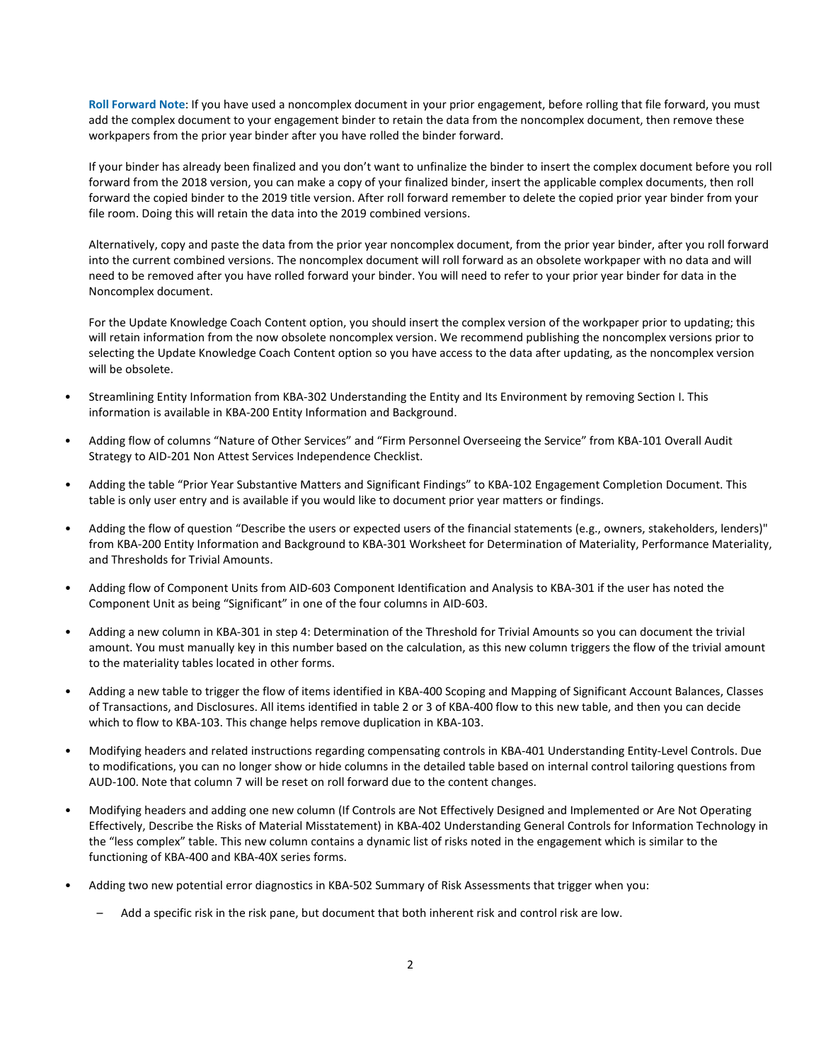**Roll Forward Note**: If you have used a noncomplex document in your prior engagement, before rolling that file forward, you must add the complex document to your engagement binder to retain the data from the noncomplex document, then remove these workpapers from the prior year binder after you have rolled the binder forward.

If your binder has already been finalized and you don't want to unfinalize the binder to insert the complex document before you roll forward from the 2018 version, you can make a copy of your finalized binder, insert the applicable complex documents, then roll forward the copied binder to the 2019 title version. After roll forward remember to delete the copied prior year binder from your file room. Doing this will retain the data into the 2019 combined versions.

Alternatively, copy and paste the data from the prior year noncomplex document, from the prior year binder, after you roll forward into the current combined versions. The noncomplex document will roll forward as an obsolete workpaper with no data and will need to be removed after you have rolled forward your binder. You will need to refer to your prior year binder for data in the Noncomplex document.

For the Update Knowledge Coach Content option, you should insert the complex version of the workpaper prior to updating; this will retain information from the now obsolete noncomplex version. We recommend publishing the noncomplex versions prior to selecting the Update Knowledge Coach Content option so you have access to the data after updating, as the noncomplex version will be obsolete.

- Streamlining Entity Information from KBA-302 Understanding the Entity and Its Environment by removing Section I. This information is available in KBA-200 Entity Information and Background.
- Adding flow of columns "Nature of Other Services" and "Firm Personnel Overseeing the Service" from KBA-101 Overall Audit Strategy to AID-201 Non Attest Services Independence Checklist.
- Adding the table "Prior Year Substantive Matters and Significant Findings" to KBA-102 Engagement Completion Document. This table is only user entry and is available if you would like to document prior year matters or findings.
- Adding the flow of question "Describe the users or expected users of the financial statements (e.g., owners, stakeholders, lenders)" from KBA-200 Entity Information and Background to KBA-301 Worksheet for Determination of Materiality, Performance Materiality, and Thresholds for Trivial Amounts.
- Adding flow of Component Units from AID-603 Component Identification and Analysis to KBA-301 if the user has noted the Component Unit as being "Significant" in one of the four columns in AID-603.
- Adding a new column in KBA-301 in step 4: Determination of the Threshold for Trivial Amounts so you can document the trivial amount. You must manually key in this number based on the calculation, as this new column triggers the flow of the trivial amount to the materiality tables located in other forms.
- Adding a new table to trigger the flow of items identified in KBA-400 Scoping and Mapping of Significant Account Balances, Classes of Transactions, and Disclosures. All items identified in table 2 or 3 of KBA-400 flow to this new table, and then you can decide which to flow to KBA-103. This change helps remove duplication in KBA-103.
- Modifying headers and related instructions regarding compensating controls in KBA-401 Understanding Entity-Level Controls. Due to modifications, you can no longer show or hide columns in the detailed table based on internal control tailoring questions from AUD-100. Note that column 7 will be reset on roll forward due to the content changes.
- Modifying headers and adding one new column (If Controls are Not Effectively Designed and Implemented or Are Not Operating Effectively, Describe the Risks of Material Misstatement) in KBA-402 Understanding General Controls for Information Technology in the "less complex" table. This new column contains a dynamic list of risks noted in the engagement which is similar to the functioning of KBA-400 and KBA-40X series forms.
- Adding two new potential error diagnostics in KBA-502 Summary of Risk Assessments that trigger when you:
  - Add a specific risk in the risk pane, but document that both inherent risk and control risk are low.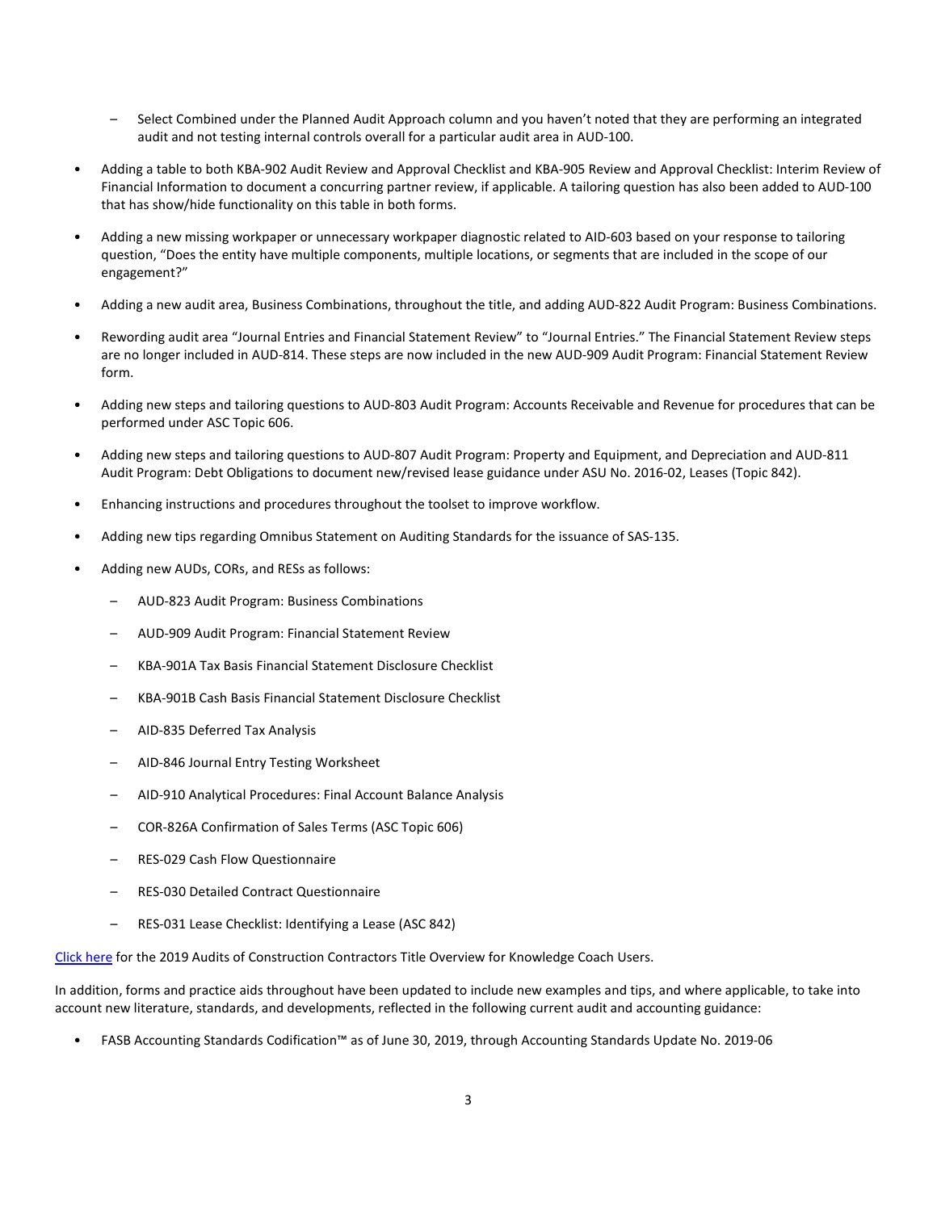- Select Combined under the Planned Audit Approach column and you haven't noted that they are performing an integrated audit and not testing internal controls overall for a particular audit area in AUD-100.

- Adding a table to both KBA-902 Audit Review and Approval Checklist and KBA-905 Review and Approval Checklist: Interim Review of Financial Information to document a concurring partner review, if applicable. A tailoring question has also been added to AUD-100 that has show/hide functionality on this table in both forms.

- Adding a new missing workpaper or unnecessary workpaper diagnostic related to AID-603 based on your response to tailoring question, "Does the entity have multiple components, multiple locations, or segments that are included in the scope of our engagement?"

- Adding a new audit area, Business Combinations, throughout the title, and adding AUD-822 Audit Program: Business Combinations.

- Rewording audit area "Journal Entries and Financial Statement Review" to "Journal Entries." The Financial Statement Review steps are no longer included in AUD-814. These steps are now included in the new AUD-909 Audit Program: Financial Statement Review form.

- Adding new steps and tailoring questions to AUD-803 Audit Program: Accounts Receivable and Revenue for procedures that can be performed under ASC Topic 606.

- Adding new steps and tailoring questions to AUD-807 Audit Program: Property and Equipment, and Depreciation and AUD-811 Audit Program: Debt Obligations to document new/revised lease guidance under ASU No. 2016-02, Leases (Topic 842).

- Enhancing instructions and procedures throughout the toolset to improve workflow.

- Adding new tips regarding Omnibus Statement on Auditing Standards for the issuance of SAS-135.

- Adding new AUDs, CORs, and RESs as follows:

  - AUD-823 Audit Program: Business Combinations

  - AUD-909 Audit Program: Financial Statement Review

  - KBA-901A Tax Basis Financial Statement Disclosure Checklist

  - KBA-901B Cash Basis Financial Statement Disclosure Checklist

  - AID-835 Deferred Tax Analysis

  - AID-846 Journal Entry Testing Worksheet

  - AID-910 Analytical Procedures: Final Account Balance Analysis

  - COR-826A Confirmation of Sales Terms (ASC Topic 606)

  - RES-029 Cash Flow Questionnaire

  - RES-030 Detailed Contract Questionnaire

  - RES-031 Lease Checklist: Identifying a Lease (ASC 842)

Click here for the 2019 Audits of Construction Contractors Title Overview for Knowledge Coach Users.

In addition, forms and practice aids throughout have been updated to include new examples and tips, and where applicable, to take into account new literature, standards, and developments, reflected in the following current audit and accounting guidance:

- FASB Accounting Standards Codification™ as of June 30, 2019, through Accounting Standards Update No. 2019-06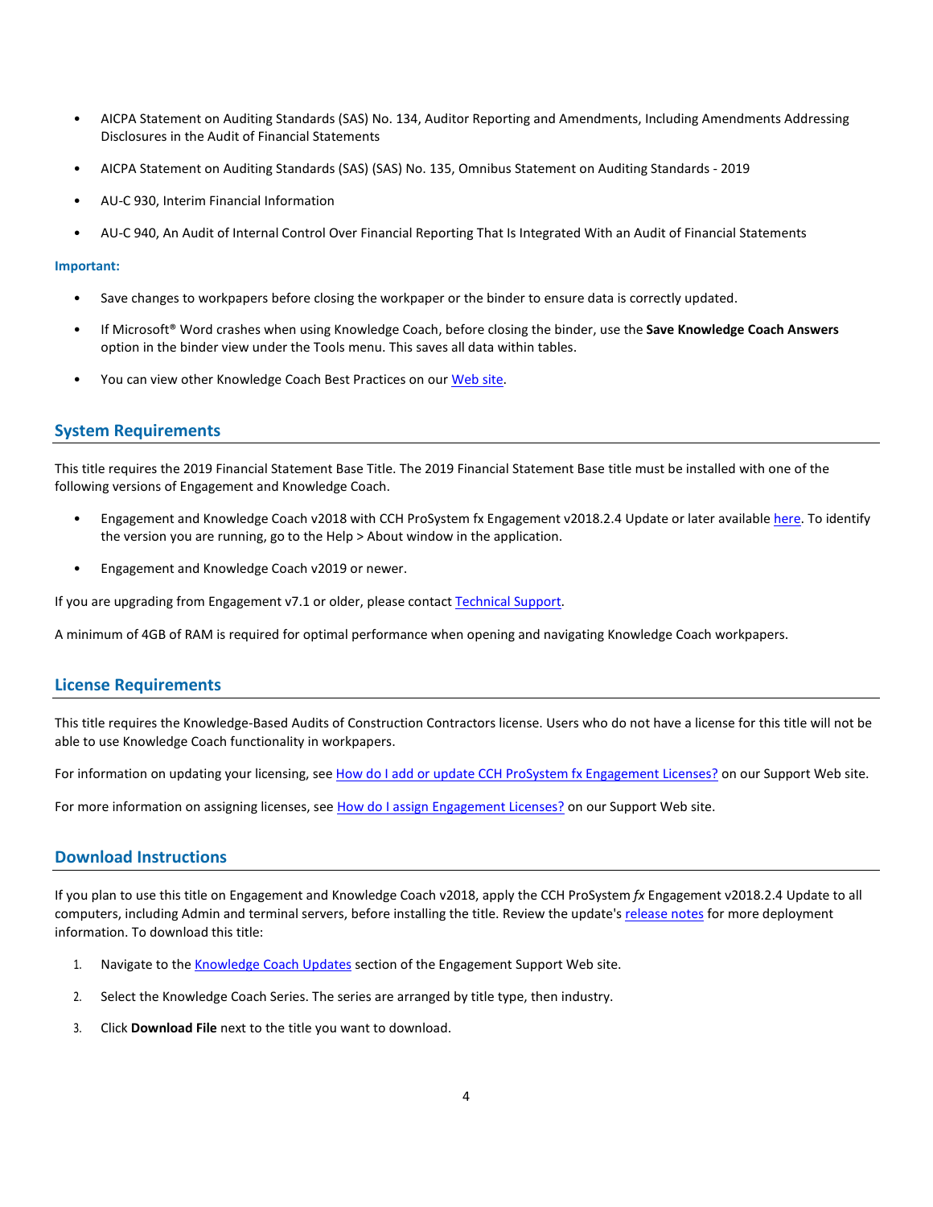- AICPA Statement on Auditing Standards (SAS) No. 134, Auditor Reporting and Amendments, Including Amendments Addressing Disclosures in the Audit of Financial Statements
- AICPA Statement on Auditing Standards (SAS) (SAS) No. 135, Omnibus Statement on Auditing Standards - 2019
- AU-C 930, Interim Financial Information
- AU-C 940, An Audit of Internal Control Over Financial Reporting That Is Integrated With an Audit of Financial Statements

**Important:**

- Save changes to workpapers before closing the workpaper or the binder to ensure data is correctly updated.
- If Microsoft® Word crashes when using Knowledge Coach, before closing the binder, use the **Save Knowledge Coach Answers** option in the binder view under the Tools menu. This saves all data within tables.
- You can view other Knowledge Coach Best Practices on our Web site.

## System Requirements

This title requires the 2019 Financial Statement Base Title. The 2019 Financial Statement Base title must be installed with one of the following versions of Engagement and Knowledge Coach.

- Engagement and Knowledge Coach v2018 with CCH ProSystem fx Engagement v2018.2.4 Update or later available here. To identify the version you are running, go to the Help > About window in the application.
- Engagement and Knowledge Coach v2019 or newer.

If you are upgrading from Engagement v7.1 or older, please contact Technical Support.

A minimum of 4GB of RAM is required for optimal performance when opening and navigating Knowledge Coach workpapers.

## License Requirements

This title requires the Knowledge-Based Audits of Construction Contractors license. Users who do not have a license for this title will not be able to use Knowledge Coach functionality in workpapers.

For information on updating your licensing, see How do I add or update CCH ProSystem fx Engagement Licenses? on our Support Web site.

For more information on assigning licenses, see How do I assign Engagement Licenses? on our Support Web site.

## Download Instructions

If you plan to use this title on Engagement and Knowledge Coach v2018, apply the CCH ProSystem *fx* Engagement v2018.2.4 Update to all computers, including Admin and terminal servers, before installing the title. Review the update's release notes for more deployment information. To download this title:

1. Navigate to the Knowledge Coach Updates section of the Engagement Support Web site.
2. Select the Knowledge Coach Series. The series are arranged by title type, then industry.
3. Click **Download File** next to the title you want to download.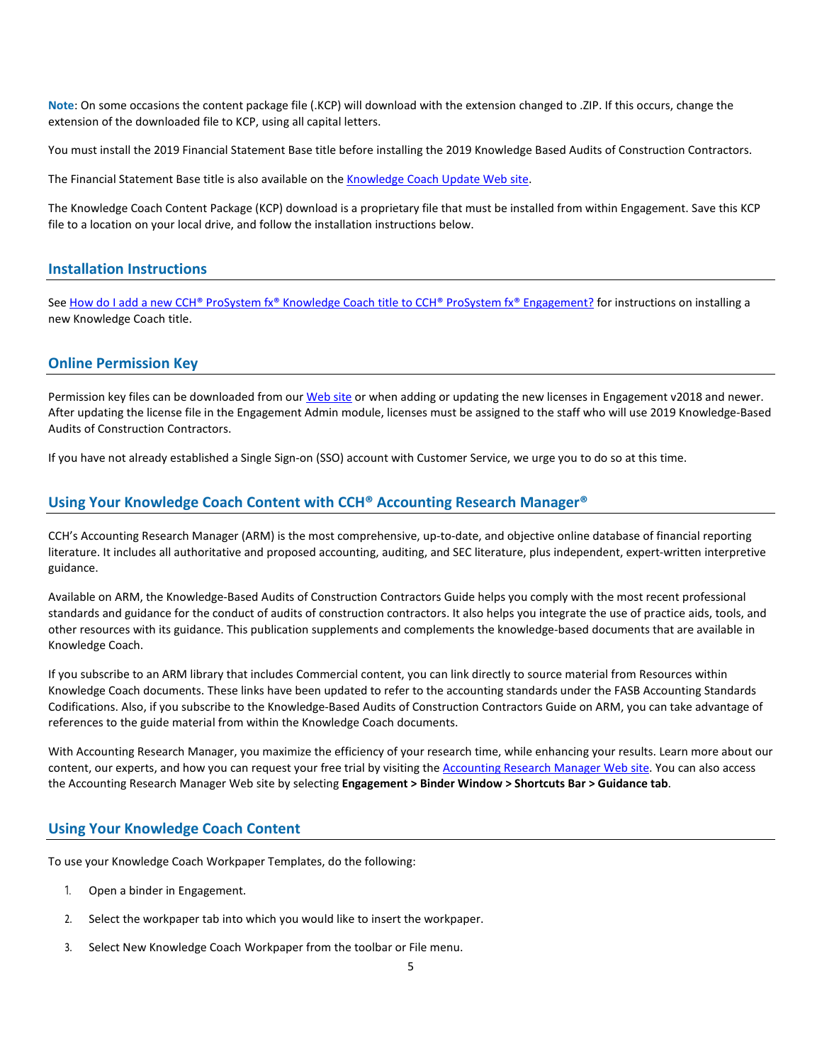**Note**: On some occasions the content package file (.KCP) will download with the extension changed to .ZIP. If this occurs, change the extension of the downloaded file to KCP, using all capital letters.

You must install the 2019 Financial Statement Base title before installing the 2019 Knowledge Based Audits of Construction Contractors.

The Financial Statement Base title is also available on the Knowledge Coach Update Web site.

The Knowledge Coach Content Package (KCP) download is a proprietary file that must be installed from within Engagement. Save this KCP file to a location on your local drive, and follow the installation instructions below.

## Installation Instructions

See How do I add a new CCH® ProSystem fx® Knowledge Coach title to CCH® ProSystem fx® Engagement? for instructions on installing a new Knowledge Coach title.

## Online Permission Key

Permission key files can be downloaded from our Web site or when adding or updating the new licenses in Engagement v2018 and newer. After updating the license file in the Engagement Admin module, licenses must be assigned to the staff who will use 2019 Knowledge-Based Audits of Construction Contractors.

If you have not already established a Single Sign-on (SSO) account with Customer Service, we urge you to do so at this time.

## Using Your Knowledge Coach Content with CCH® Accounting Research Manager®

CCH's Accounting Research Manager (ARM) is the most comprehensive, up-to-date, and objective online database of financial reporting literature. It includes all authoritative and proposed accounting, auditing, and SEC literature, plus independent, expert-written interpretive guidance.

Available on ARM, the Knowledge-Based Audits of Construction Contractors Guide helps you comply with the most recent professional standards and guidance for the conduct of audits of construction contractors. It also helps you integrate the use of practice aids, tools, and other resources with its guidance. This publication supplements and complements the knowledge-based documents that are available in Knowledge Coach.

If you subscribe to an ARM library that includes Commercial content, you can link directly to source material from Resources within Knowledge Coach documents. These links have been updated to refer to the accounting standards under the FASB Accounting Standards Codifications. Also, if you subscribe to the Knowledge-Based Audits of Construction Contractors Guide on ARM, you can take advantage of references to the guide material from within the Knowledge Coach documents.

With Accounting Research Manager, you maximize the efficiency of your research time, while enhancing your results. Learn more about our content, our experts, and how you can request your free trial by visiting the Accounting Research Manager Web site. You can also access the Accounting Research Manager Web site by selecting **Engagement > Binder Window > Shortcuts Bar > Guidance tab**.

## Using Your Knowledge Coach Content

To use your Knowledge Coach Workpaper Templates, do the following:

1. Open a binder in Engagement.
2. Select the workpaper tab into which you would like to insert the workpaper.
3. Select New Knowledge Coach Workpaper from the toolbar or File menu.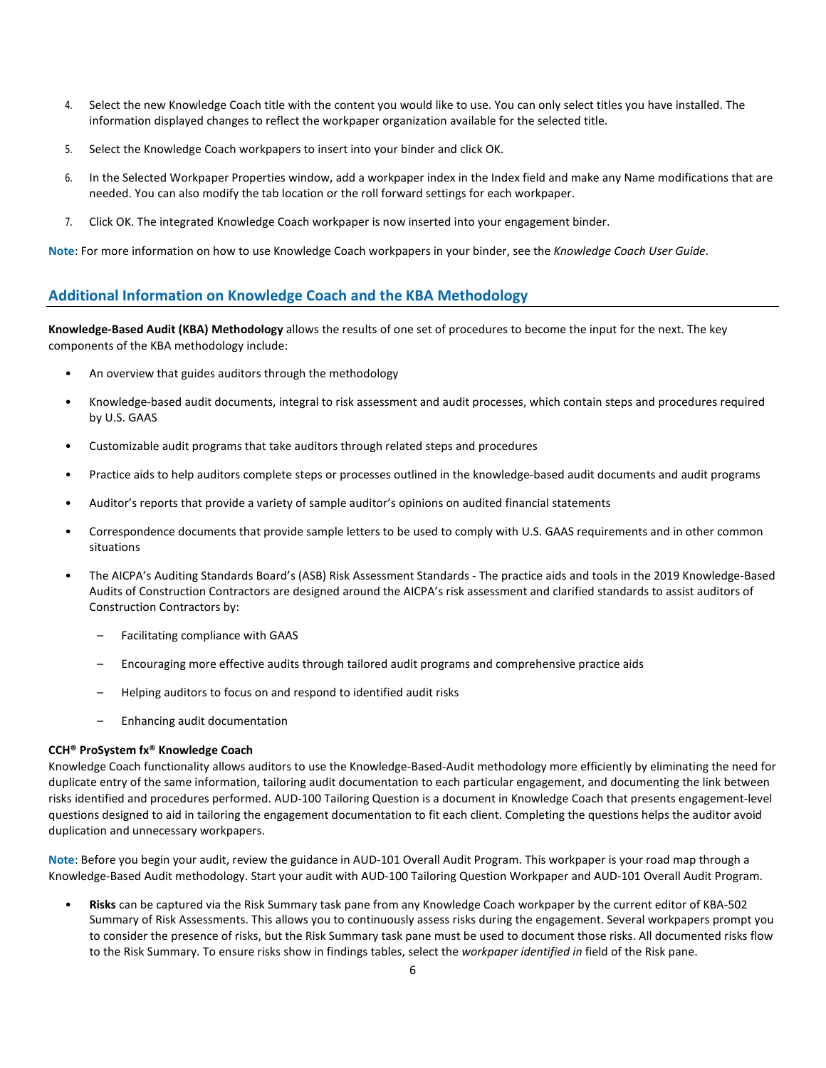4. Select the new Knowledge Coach title with the content you would like to use. You can only select titles you have installed. The information displayed changes to reflect the workpaper organization available for the selected title.
5. Select the Knowledge Coach workpapers to insert into your binder and click OK.
6. In the Selected Workpaper Properties window, add a workpaper index in the Index field and make any Name modifications that are needed. You can also modify the tab location or the roll forward settings for each workpaper.
7. Click OK. The integrated Knowledge Coach workpaper is now inserted into your engagement binder.

**Note**: For more information on how to use Knowledge Coach workpapers in your binder, see the *Knowledge Coach User Guide*.

## Additional Information on Knowledge Coach and the KBA Methodology

**Knowledge-Based Audit (KBA) Methodology** allows the results of one set of procedures to become the input for the next. The key components of the KBA methodology include:

- An overview that guides auditors through the methodology
- Knowledge-based audit documents, integral to risk assessment and audit processes, which contain steps and procedures required by U.S. GAAS
- Customizable audit programs that take auditors through related steps and procedures
- Practice aids to help auditors complete steps or processes outlined in the knowledge-based audit documents and audit programs
- Auditor's reports that provide a variety of sample auditor's opinions on audited financial statements
- Correspondence documents that provide sample letters to be used to comply with U.S. GAAS requirements and in other common situations
- The AICPA's Auditing Standards Board's (ASB) Risk Assessment Standards - The practice aids and tools in the 2019 Knowledge-Based Audits of Construction Contractors are designed around the AICPA's risk assessment and clarified standards to assist auditors of Construction Contractors by:
  - Facilitating compliance with GAAS
  - Encouraging more effective audits through tailored audit programs and comprehensive practice aids
  - Helping auditors to focus on and respond to identified audit risks
  - Enhancing audit documentation

**CCH® ProSystem fx® Knowledge Coach**

Knowledge Coach functionality allows auditors to use the Knowledge-Based-Audit methodology more efficiently by eliminating the need for duplicate entry of the same information, tailoring audit documentation to each particular engagement, and documenting the link between risks identified and procedures performed. AUD-100 Tailoring Question is a document in Knowledge Coach that presents engagement-level questions designed to aid in tailoring the engagement documentation to fit each client. Completing the questions helps the auditor avoid duplication and unnecessary workpapers.

**Note**: Before you begin your audit, review the guidance in AUD-101 Overall Audit Program. This workpaper is your road map through a Knowledge-Based Audit methodology. Start your audit with AUD-100 Tailoring Question Workpaper and AUD-101 Overall Audit Program.

- **Risks** can be captured via the Risk Summary task pane from any Knowledge Coach workpaper by the current editor of KBA-502 Summary of Risk Assessments. This allows you to continuously assess risks during the engagement. Several workpapers prompt you to consider the presence of risks, but the Risk Summary task pane must be used to document those risks. All documented risks flow to the Risk Summary. To ensure risks show in findings tables, select the *workpaper identified in* field of the Risk pane.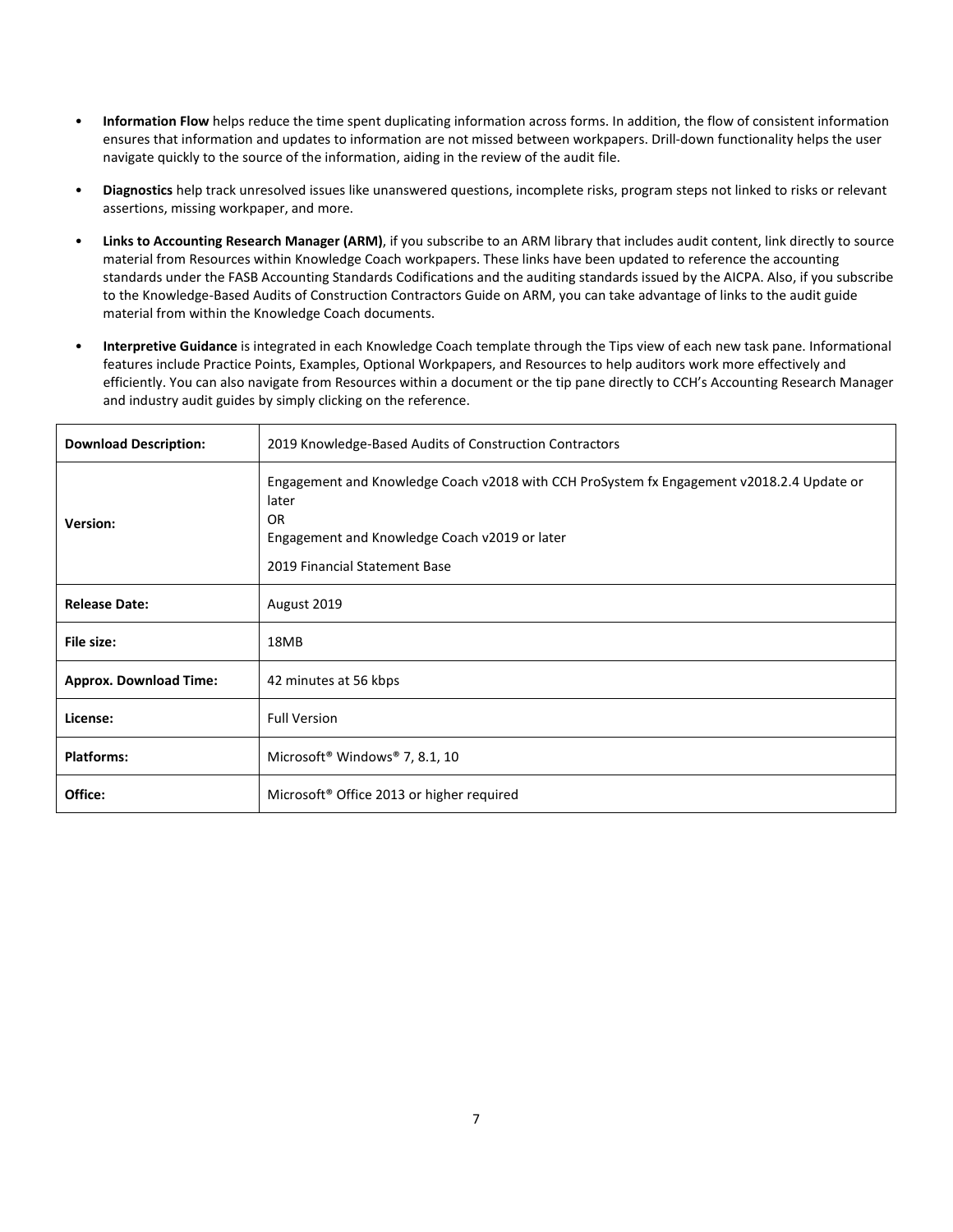- **Information Flow** helps reduce the time spent duplicating information across forms. In addition, the flow of consistent information ensures that information and updates to information are not missed between workpapers. Drill-down functionality helps the user navigate quickly to the source of the information, aiding in the review of the audit file.

- **Diagnostics** help track unresolved issues like unanswered questions, incomplete risks, program steps not linked to risks or relevant assertions, missing workpaper, and more.

- **Links to Accounting Research Manager (ARM)**, if you subscribe to an ARM library that includes audit content, link directly to source material from Resources within Knowledge Coach workpapers. These links have been updated to reference the accounting standards under the FASB Accounting Standards Codifications and the auditing standards issued by the AICPA. Also, if you subscribe to the Knowledge-Based Audits of Construction Contractors Guide on ARM, you can take advantage of links to the audit guide material from within the Knowledge Coach documents.

- **Interpretive Guidance** is integrated in each Knowledge Coach template through the Tips view of each new task pane. Informational features include Practice Points, Examples, Optional Workpapers, and Resources to help auditors work more effectively and efficiently. You can also navigate from Resources within a document or the tip pane directly to CCH's Accounting Research Manager and industry audit guides by simply clicking on the reference.

| | |
|---|---|
| **Download Description:** | 2019 Knowledge-Based Audits of Construction Contractors |
| **Version:** | Engagement and Knowledge Coach v2018 with CCH ProSystem fx Engagement v2018.2.4 Update or later<br>OR<br>Engagement and Knowledge Coach v2019 or later<br><br>2019 Financial Statement Base |
| **Release Date:** | August 2019 |
| **File size:** | 18MB |
| **Approx. Download Time:** | 42 minutes at 56 kbps |
| **License:** | Full Version |
| **Platforms:** | Microsoft® Windows® 7, 8.1, 10 |
| **Office:** | Microsoft® Office 2013 or higher required |